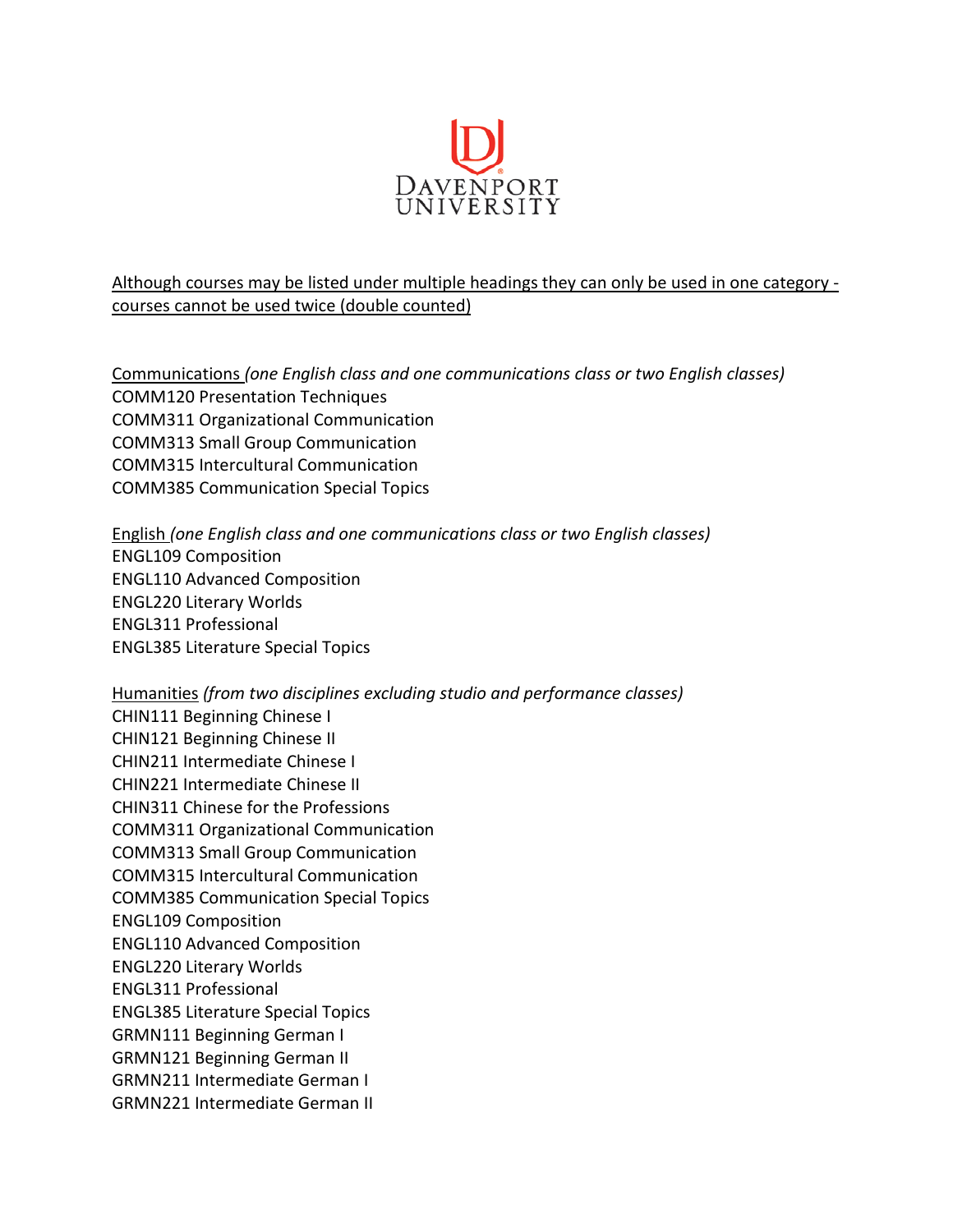DAVENPORT UNIVERSITY

Although courses may be listed under multiple headings they can only be used in one category - courses cannot be used twice (double counted)

Communications *(one English class and one communications class or two English classes)*

COMM120 Presentation Techniques
COMM311 Organizational Communication
COMM313 Small Group Communication
COMM315 Intercultural Communication
COMM385 Communication Special Topics

English *(one English class and one communications class or two English classes)*

ENGL109 Composition
ENGL110 Advanced Composition
ENGL220 Literary Worlds
ENGL311 Professional
ENGL385 Literature Special Topics

Humanities *(from two disciplines excluding studio and performance classes)*

CHIN111 Beginning Chinese I
CHIN121 Beginning Chinese II
CHIN211 Intermediate Chinese I
CHIN221 Intermediate Chinese II
CHIN311 Chinese for the Professions
COMM311 Organizational Communication
COMM313 Small Group Communication
COMM315 Intercultural Communication
COMM385 Communication Special Topics
ENGL109 Composition
ENGL110 Advanced Composition
ENGL220 Literary Worlds
ENGL311 Professional
ENGL385 Literature Special Topics
GRMN111 Beginning German I
GRMN121 Beginning German II
GRMN211 Intermediate German I
GRMN221 Intermediate German II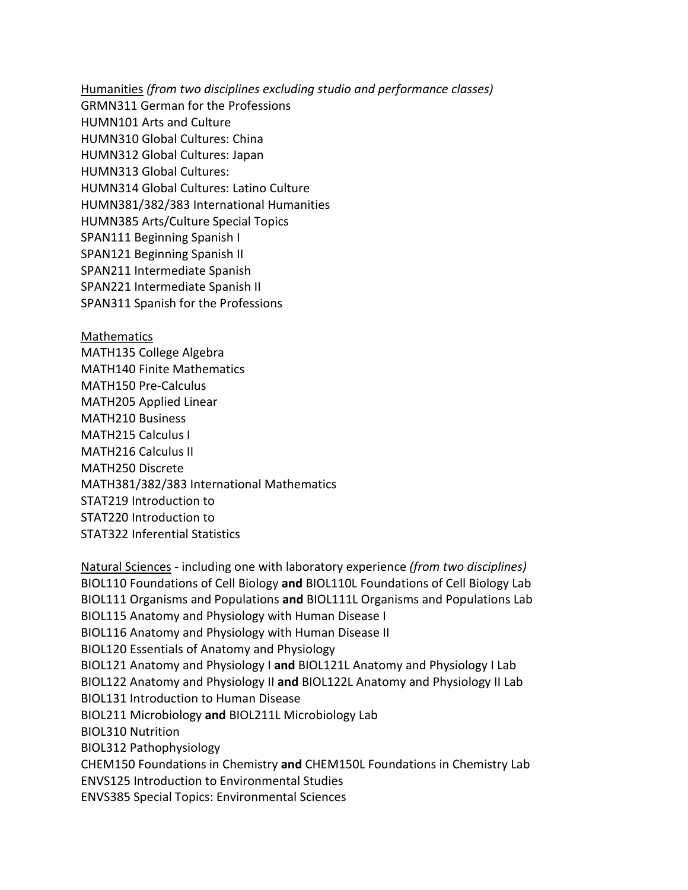<u>Humanities</u> *(from two disciplines excluding studio and performance classes)*
GRMN311 German for the Professions
HUMN101 Arts and Culture
HUMN310 Global Cultures: China
HUMN312 Global Cultures: Japan
HUMN313 Global Cultures:
HUMN314 Global Cultures: Latino Culture
HUMN381/382/383 International Humanities
HUMN385 Arts/Culture Special Topics
SPAN111 Beginning Spanish I
SPAN121 Beginning Spanish II
SPAN211 Intermediate Spanish
SPAN221 Intermediate Spanish II
SPAN311 Spanish for the Professions

<u>Mathematics</u>
MATH135 College Algebra
MATH140 Finite Mathematics
MATH150 Pre-Calculus
MATH205 Applied Linear
MATH210 Business
MATH215 Calculus I
MATH216 Calculus II
MATH250 Discrete
MATH381/382/383 International Mathematics
STAT219 Introduction to
STAT220 Introduction to
STAT322 Inferential Statistics

<u>Natural Sciences</u> - including one with laboratory experience *(from two disciplines)*
BIOL110 Foundations of Cell Biology **and** BIOL110L Foundations of Cell Biology Lab
BIOL111 Organisms and Populations **and** BIOL111L Organisms and Populations Lab
BIOL115 Anatomy and Physiology with Human Disease I
BIOL116 Anatomy and Physiology with Human Disease II
BIOL120 Essentials of Anatomy and Physiology
BIOL121 Anatomy and Physiology I **and** BIOL121L Anatomy and Physiology I Lab
BIOL122 Anatomy and Physiology II **and** BIOL122L Anatomy and Physiology II Lab
BIOL131 Introduction to Human Disease
BIOL211 Microbiology **and** BIOL211L Microbiology Lab
BIOL310 Nutrition
BIOL312 Pathophysiology
CHEM150 Foundations in Chemistry **and** CHEM150L Foundations in Chemistry Lab
ENVS125 Introduction to Environmental Studies
ENVS385 Special Topics: Environmental Sciences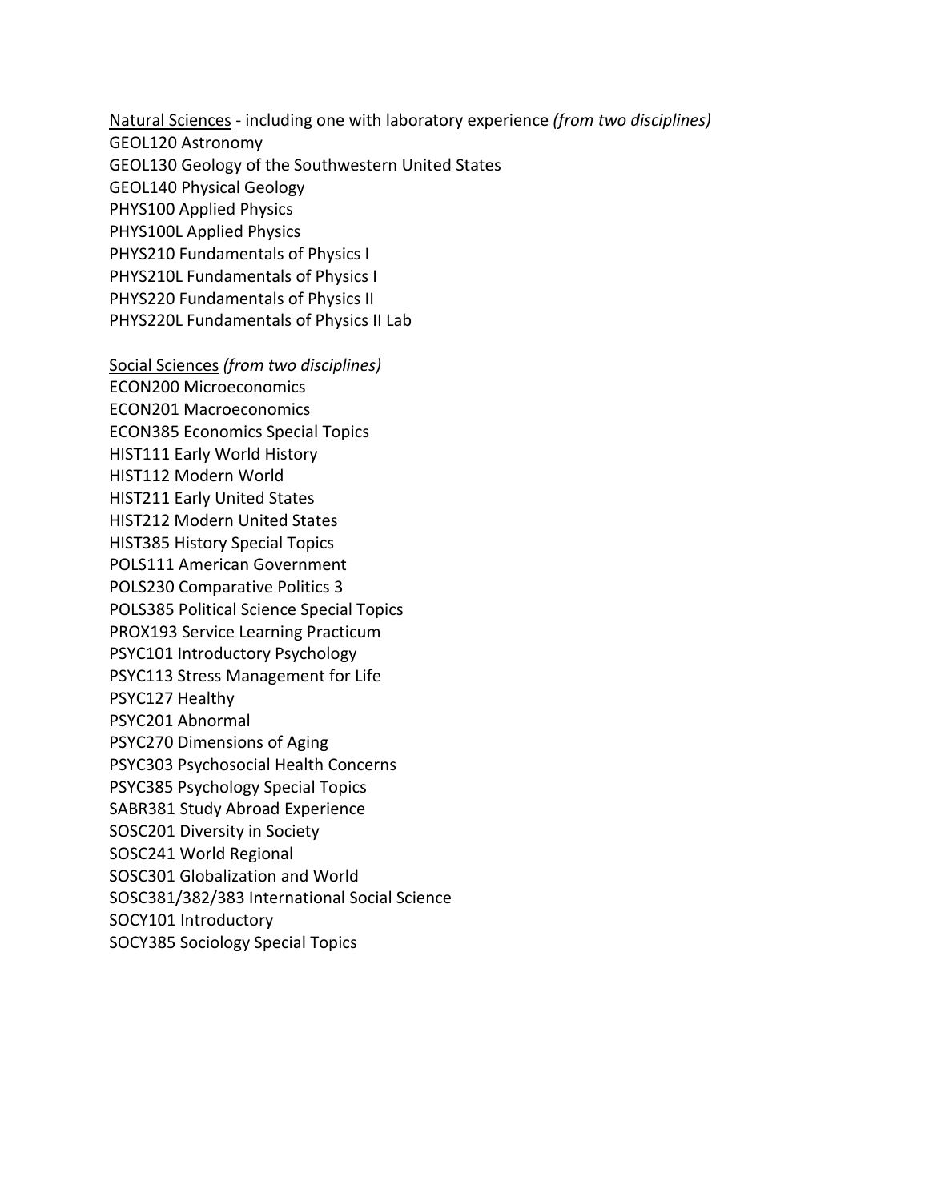Natural Sciences - including one with laboratory experience *(from two disciplines)*

GEOL120 Astronomy
GEOL130 Geology of the Southwestern United States
GEOL140 Physical Geology
PHYS100 Applied Physics
PHYS100L Applied Physics
PHYS210 Fundamentals of Physics I
PHYS210L Fundamentals of Physics I
PHYS220 Fundamentals of Physics II
PHYS220L Fundamentals of Physics II Lab

Social Sciences *(from two disciplines)*

ECON200 Microeconomics
ECON201 Macroeconomics
ECON385 Economics Special Topics
HIST111 Early World History
HIST112 Modern World
HIST211 Early United States
HIST212 Modern United States
HIST385 History Special Topics
POLS111 American Government
POLS230 Comparative Politics 3
POLS385 Political Science Special Topics
PROX193 Service Learning Practicum
PSYC101 Introductory Psychology
PSYC113 Stress Management for Life
PSYC127 Healthy
PSYC201 Abnormal
PSYC270 Dimensions of Aging
PSYC303 Psychosocial Health Concerns
PSYC385 Psychology Special Topics
SABR381 Study Abroad Experience
SOSC201 Diversity in Society
SOSC241 World Regional
SOSC301 Globalization and World
SOSC381/382/383 International Social Science
SOCY101 Introductory
SOCY385 Sociology Special Topics